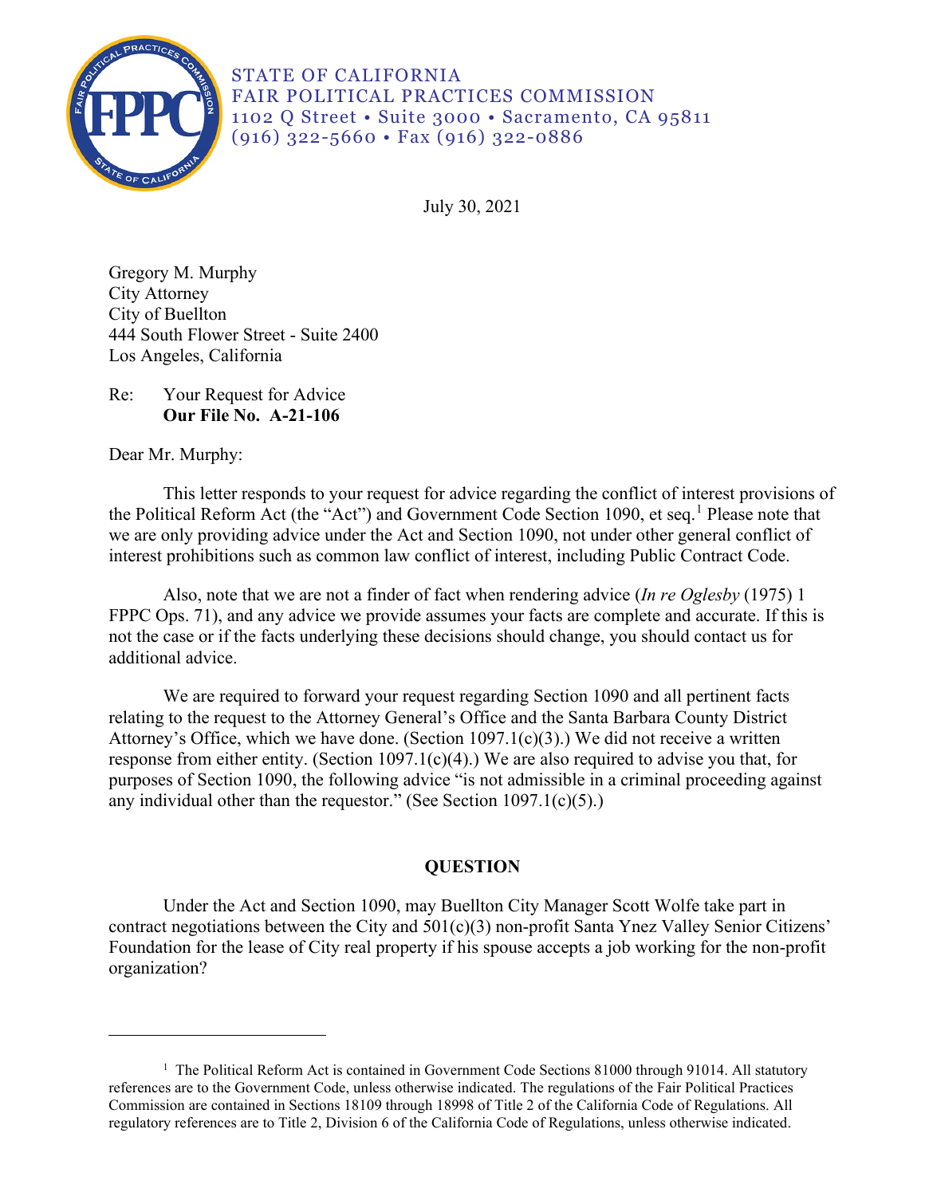STATE OF CALIFORNIA
FAIR POLITICAL PRACTICES COMMISSION
1102 Q Street • Suite 3000 • Sacramento, CA 95811
(916) 322-5660 • Fax (916) 322-0886

July 30, 2021

Gregory M. Murphy
City Attorney
City of Buellton
444 South Flower Street - Suite 2400
Los Angeles, California

Re: Your Request for Advice
**Our File No. A-21-106**

Dear Mr. Murphy:

This letter responds to your request for advice regarding the conflict of interest provisions of the Political Reform Act (the "Act") and Government Code Section 1090, et seq.[1] Please note that we are only providing advice under the Act and Section 1090, not under other general conflict of interest prohibitions such as common law conflict of interest, including Public Contract Code.

Also, note that we are not a finder of fact when rendering advice (*In re Oglesby* (1975) 1 FPPC Ops. 71), and any advice we provide assumes your facts are complete and accurate. If this is not the case or if the facts underlying these decisions should change, you should contact us for additional advice.

We are required to forward your request regarding Section 1090 and all pertinent facts relating to the request to the Attorney General's Office and the Santa Barbara County District Attorney's Office, which we have done. (Section 1097.1(c)(3).) We did not receive a written response from either entity. (Section 1097.1(c)(4).) We are also required to advise you that, for purposes of Section 1090, the following advice "is not admissible in a criminal proceeding against any individual other than the requestor." (See Section 1097.1(c)(5).)

## QUESTION

Under the Act and Section 1090, may Buellton City Manager Scott Wolfe take part in contract negotiations between the City and 501(c)(3) non-profit Santa Ynez Valley Senior Citizens' Foundation for the lease of City real property if his spouse accepts a job working for the non-profit organization?

---

[1] The Political Reform Act is contained in Government Code Sections 81000 through 91014. All statutory references are to the Government Code, unless otherwise indicated. The regulations of the Fair Political Practices Commission are contained in Sections 18109 through 18998 of Title 2 of the California Code of Regulations. All regulatory references are to Title 2, Division 6 of the California Code of Regulations, unless otherwise indicated.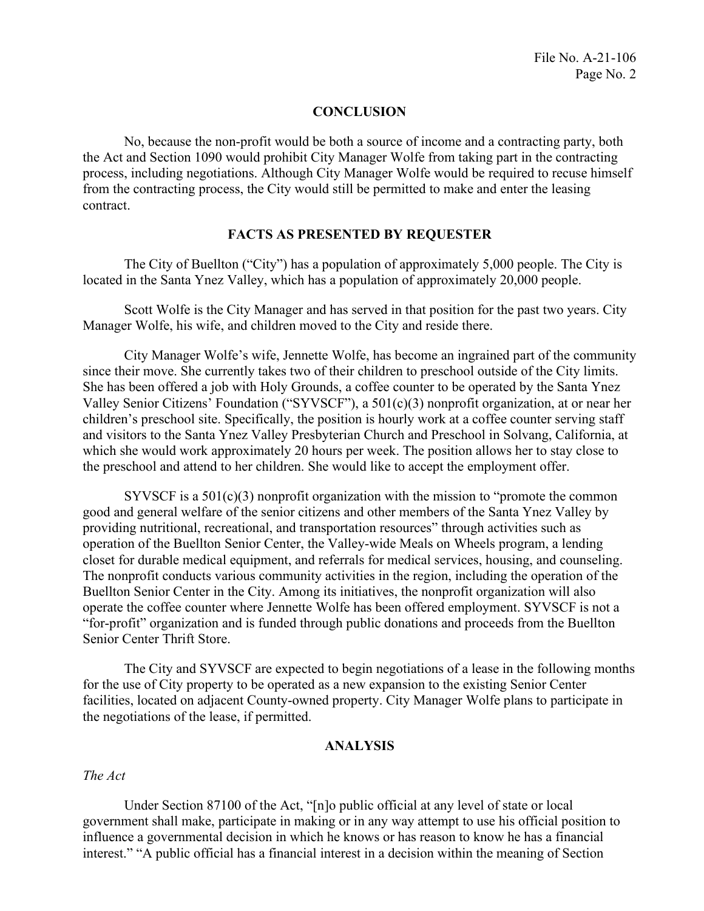## CONCLUSION

No, because the non-profit would be both a source of income and a contracting party, both the Act and Section 1090 would prohibit City Manager Wolfe from taking part in the contracting process, including negotiations. Although City Manager Wolfe would be required to recuse himself from the contracting process, the City would still be permitted to make and enter the leasing contract.

## FACTS AS PRESENTED BY REQUESTER

The City of Buellton ("City") has a population of approximately 5,000 people. The City is located in the Santa Ynez Valley, which has a population of approximately 20,000 people.

Scott Wolfe is the City Manager and has served in that position for the past two years. City Manager Wolfe, his wife, and children moved to the City and reside there.

City Manager Wolfe's wife, Jennette Wolfe, has become an ingrained part of the community since their move. She currently takes two of their children to preschool outside of the City limits. She has been offered a job with Holy Grounds, a coffee counter to be operated by the Santa Ynez Valley Senior Citizens' Foundation ("SYVSCF"), a 501(c)(3) nonprofit organization, at or near her children's preschool site. Specifically, the position is hourly work at a coffee counter serving staff and visitors to the Santa Ynez Valley Presbyterian Church and Preschool in Solvang, California, at which she would work approximately 20 hours per week. The position allows her to stay close to the preschool and attend to her children. She would like to accept the employment offer.

SYVSCF is a 501(c)(3) nonprofit organization with the mission to "promote the common good and general welfare of the senior citizens and other members of the Santa Ynez Valley by providing nutritional, recreational, and transportation resources" through activities such as operation of the Buellton Senior Center, the Valley-wide Meals on Wheels program, a lending closet for durable medical equipment, and referrals for medical services, housing, and counseling. The nonprofit conducts various community activities in the region, including the operation of the Buellton Senior Center in the City. Among its initiatives, the nonprofit organization will also operate the coffee counter where Jennette Wolfe has been offered employment. SYVSCF is not a "for-profit" organization and is funded through public donations and proceeds from the Buellton Senior Center Thrift Store.

The City and SYVSCF are expected to begin negotiations of a lease in the following months for the use of City property to be operated as a new expansion to the existing Senior Center facilities, located on adjacent County-owned property. City Manager Wolfe plans to participate in the negotiations of the lease, if permitted.

## ANALYSIS

*The Act*

Under Section 87100 of the Act, "[n]o public official at any level of state or local government shall make, participate in making or in any way attempt to use his official position to influence a governmental decision in which he knows or has reason to know he has a financial interest." "A public official has a financial interest in a decision within the meaning of Section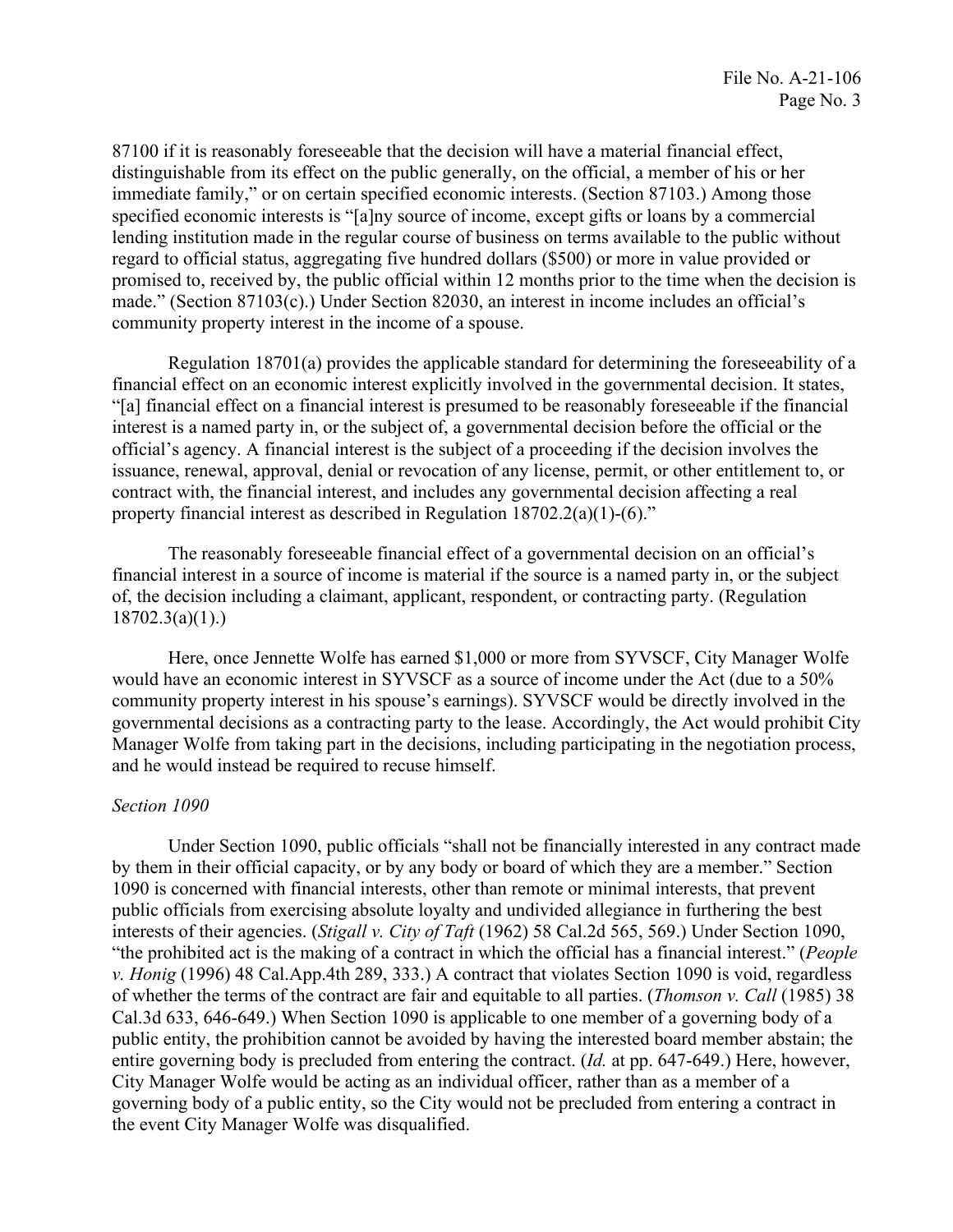87100 if it is reasonably foreseeable that the decision will have a material financial effect, distinguishable from its effect on the public generally, on the official, a member of his or her immediate family," or on certain specified economic interests. (Section 87103.) Among those specified economic interests is "[a]ny source of income, except gifts or loans by a commercial lending institution made in the regular course of business on terms available to the public without regard to official status, aggregating five hundred dollars ($500) or more in value provided or promised to, received by, the public official within 12 months prior to the time when the decision is made." (Section 87103(c).) Under Section 82030, an interest in income includes an official's community property interest in the income of a spouse.

Regulation 18701(a) provides the applicable standard for determining the foreseeability of a financial effect on an economic interest explicitly involved in the governmental decision. It states, "[a] financial effect on a financial interest is presumed to be reasonably foreseeable if the financial interest is a named party in, or the subject of, a governmental decision before the official or the official's agency. A financial interest is the subject of a proceeding if the decision involves the issuance, renewal, approval, denial or revocation of any license, permit, or other entitlement to, or contract with, the financial interest, and includes any governmental decision affecting a real property financial interest as described in Regulation 18702.2(a)(1)-(6)."

The reasonably foreseeable financial effect of a governmental decision on an official's financial interest in a source of income is material if the source is a named party in, or the subject of, the decision including a claimant, applicant, respondent, or contracting party. (Regulation 18702.3(a)(1).)

Here, once Jennette Wolfe has earned $1,000 or more from SYVSCF, City Manager Wolfe would have an economic interest in SYVSCF as a source of income under the Act (due to a 50% community property interest in his spouse's earnings). SYVSCF would be directly involved in the governmental decisions as a contracting party to the lease. Accordingly, the Act would prohibit City Manager Wolfe from taking part in the decisions, including participating in the negotiation process, and he would instead be required to recuse himself.

*Section 1090*

Under Section 1090, public officials "shall not be financially interested in any contract made by them in their official capacity, or by any body or board of which they are a member." Section 1090 is concerned with financial interests, other than remote or minimal interests, that prevent public officials from exercising absolute loyalty and undivided allegiance in furthering the best interests of their agencies. (*Stigall v. City of Taft* (1962) 58 Cal.2d 565, 569.) Under Section 1090, "the prohibited act is the making of a contract in which the official has a financial interest." (*People v. Honig* (1996) 48 Cal.App.4th 289, 333.) A contract that violates Section 1090 is void, regardless of whether the terms of the contract are fair and equitable to all parties. (*Thomson v. Call* (1985) 38 Cal.3d 633, 646-649.) When Section 1090 is applicable to one member of a governing body of a public entity, the prohibition cannot be avoided by having the interested board member abstain; the entire governing body is precluded from entering the contract. (*Id.* at pp. 647-649.) Here, however, City Manager Wolfe would be acting as an individual officer, rather than as a member of a governing body of a public entity, so the City would not be precluded from entering a contract in the event City Manager Wolfe was disqualified.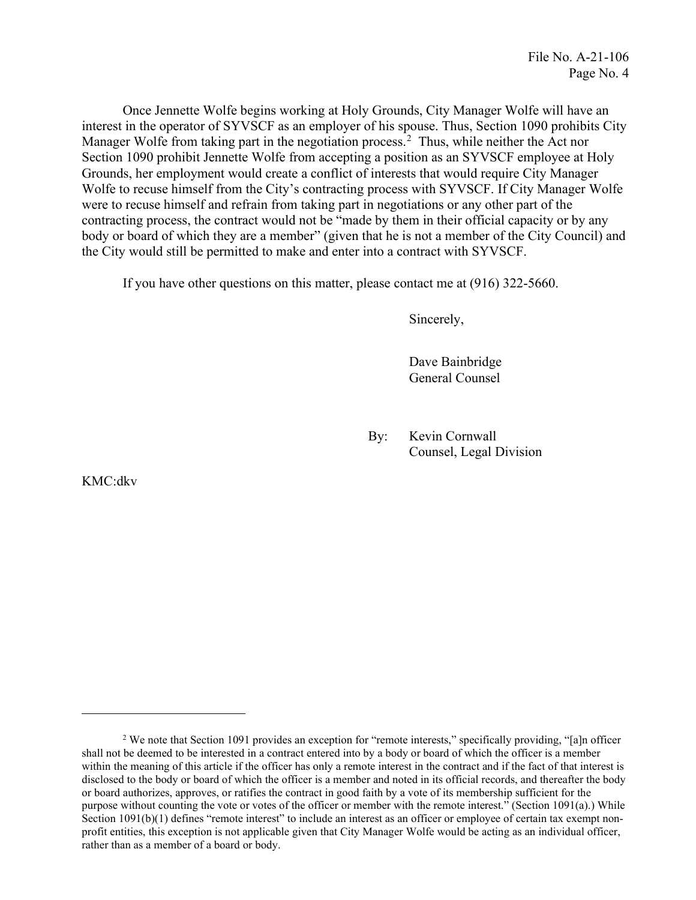Once Jennette Wolfe begins working at Holy Grounds, City Manager Wolfe will have an interest in the operator of SYVSCF as an employer of his spouse. Thus, Section 1090 prohibits City Manager Wolfe from taking part in the negotiation process.[2] Thus, while neither the Act nor Section 1090 prohibit Jennette Wolfe from accepting a position as an SYVSCF employee at Holy Grounds, her employment would create a conflict of interests that would require City Manager Wolfe to recuse himself from the City's contracting process with SYVSCF. If City Manager Wolfe were to recuse himself and refrain from taking part in negotiations or any other part of the contracting process, the contract would not be "made by them in their official capacity or by any body or board of which they are a member" (given that he is not a member of the City Council) and the City would still be permitted to make and enter into a contract with SYVSCF.

If you have other questions on this matter, please contact me at (916) 322-5660.

Sincerely,

Dave Bainbridge
General Counsel

By: Kevin Cornwall
Counsel, Legal Division

KMC:dkv

---

[2] We note that Section 1091 provides an exception for "remote interests," specifically providing, "[a]n officer shall not be deemed to be interested in a contract entered into by a body or board of which the officer is a member within the meaning of this article if the officer has only a remote interest in the contract and if the fact of that interest is disclosed to the body or board of which the officer is a member and noted in its official records, and thereafter the body or board authorizes, approves, or ratifies the contract in good faith by a vote of its membership sufficient for the purpose without counting the vote or votes of the officer or member with the remote interest." (Section 1091(a).) While Section 1091(b)(1) defines "remote interest" to include an interest as an officer or employee of certain tax exempt non-profit entities, this exception is not applicable given that City Manager Wolfe would be acting as an individual officer, rather than as a member of a board or body.